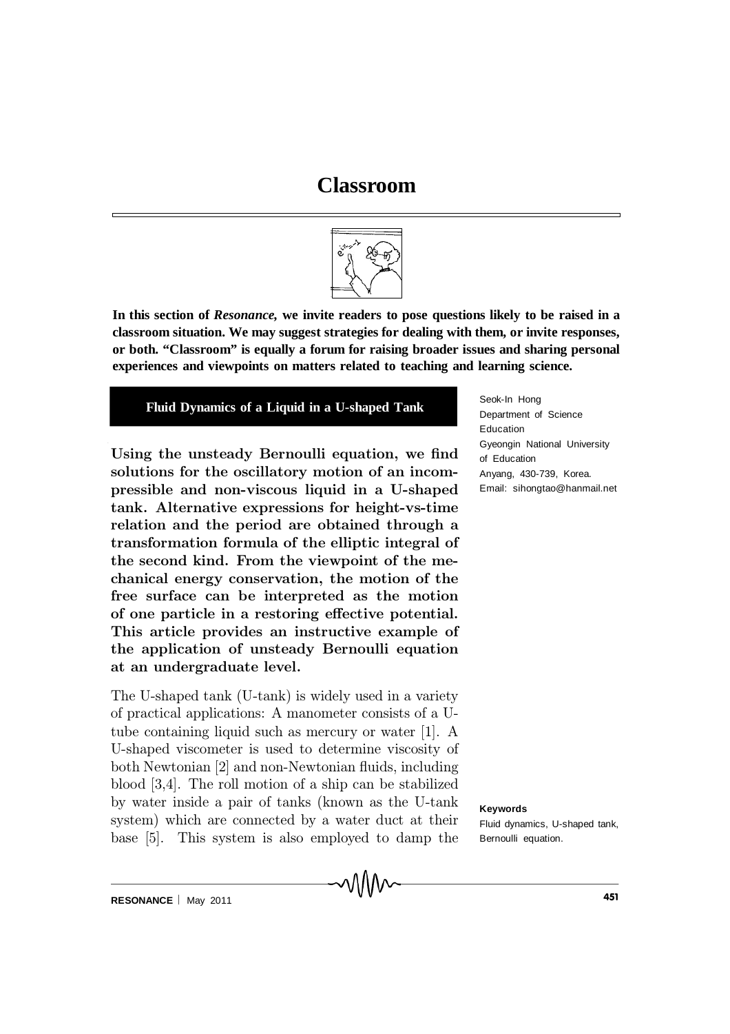# Classroom

**In this section of *Resonance,* we invite readers to pose questions likely to be raised in a classroom situation. We may suggest strategies for dealing with them, or invite responses, or both. "Classroom" is equally a forum for raising broader issues and sharing personal experiences and viewpoints on matters related to teaching and learning science.**

## Fluid Dynamics of a Liquid in a U-shaped Tank

Seok-In Hong
Department of Science Education
Gyeongin National University of Education
Anyang, 430-739, Korea.
Email: sihongtao@hanmail.net

**Using the unsteady Bernoulli equation, we find solutions for the oscillatory motion of an incompressible and non-viscous liquid in a U-shaped tank. Alternative expressions for height-vs-time relation and the period are obtained through a transformation formula of the elliptic integral of the second kind. From the viewpoint of the mechanical energy conservation, the motion of the free surface can be interpreted as the motion of one particle in a restoring effective potential. This article provides an instructive example of the application of unsteady Bernoulli equation at an undergraduate level.**

The U-shaped tank (U-tank) is widely used in a variety of practical applications: A manometer consists of a U-tube containing liquid such as mercury or water [1]. A U-shaped viscometer is used to determine viscosity of both Newtonian [2] and non-Newtonian fluids, including blood [3,4]. The roll motion of a ship can be stabilized by water inside a pair of tanks (known as the U-tank system) which are connected by a water duct at their base [5]. This system is also employed to damp the

**Keywords**

Fluid dynamics, U-shaped tank, Bernoulli equation.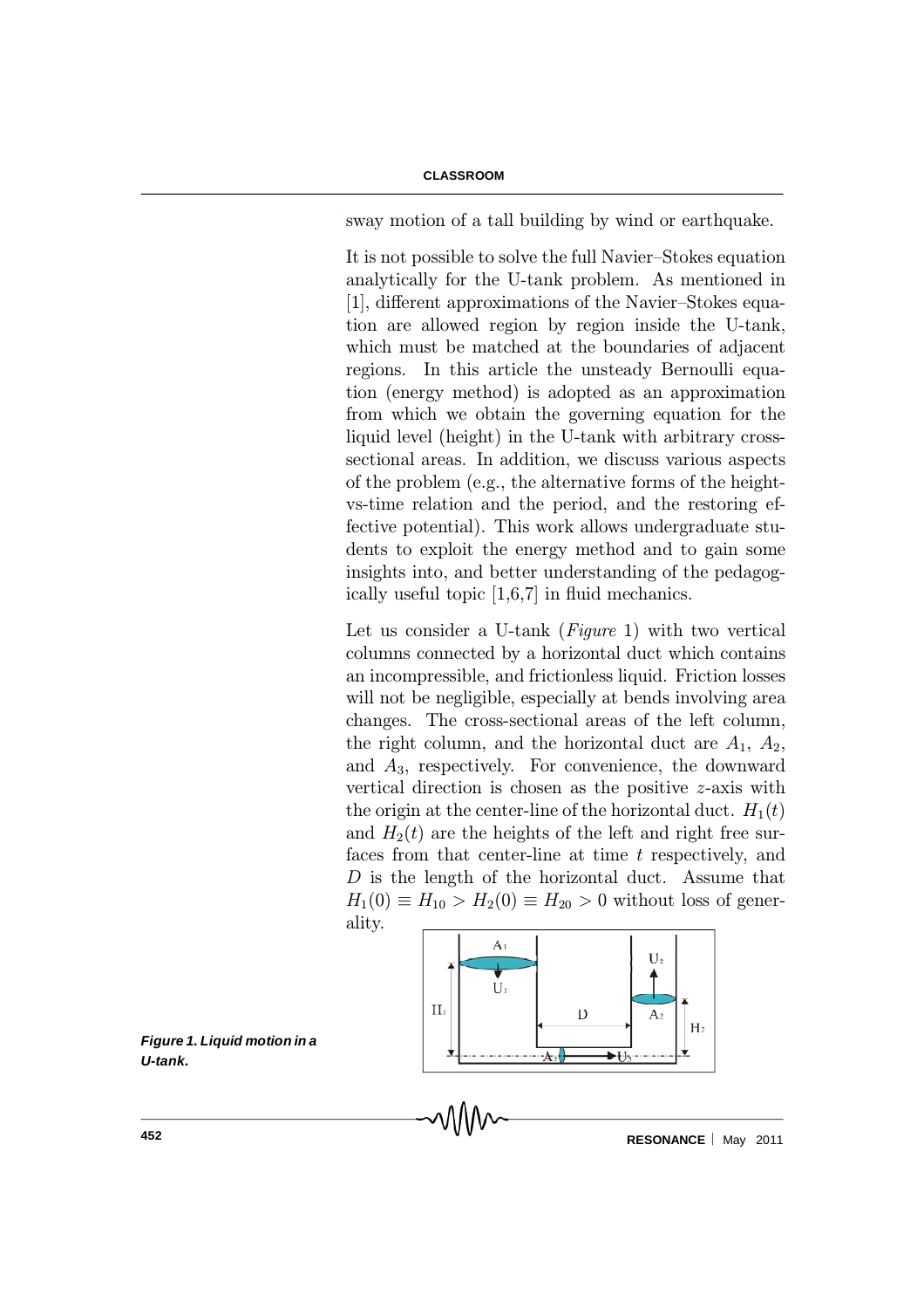sway motion of a tall building by wind or earthquake.

It is not possible to solve the full Navier–Stokes equation analytically for the U-tank problem. As mentioned in [1], different approximations of the Navier–Stokes equation are allowed region by region inside the U-tank, which must be matched at the boundaries of adjacent regions. In this article the unsteady Bernoulli equation (energy method) is adopted as an approximation from which we obtain the governing equation for the liquid level (height) in the U-tank with arbitrary cross-sectional areas. In addition, we discuss various aspects of the problem (e.g., the alternative forms of the height-vs-time relation and the period, and the restoring effective potential). This work allows undergraduate students to exploit the energy method and to gain some insights into, and better understanding of the pedagogically useful topic [1,6,7] in fluid mechanics.

Let us consider a U-tank (*Figure* 1) with two vertical columns connected by a horizontal duct which contains an incompressible, and frictionless liquid. Friction losses will not be negligible, especially at bends involving area changes. The cross-sectional areas of the left column, the right column, and the horizontal duct are $A_1$, $A_2$, and $A_3$, respectively. For convenience, the downward vertical direction is chosen as the positive $z$-axis with the origin at the center-line of the horizontal duct. $H_1(t)$ and $H_2(t)$ are the heights of the left and right free surfaces from that center-line at time $t$ respectively, and $D$ is the length of the horizontal duct. Assume that $H_1(0) \equiv H_{10} > H_2(0) \equiv H_{20} > 0$ without loss of generality.

*Figure 1. Liquid motion in a U-tank.*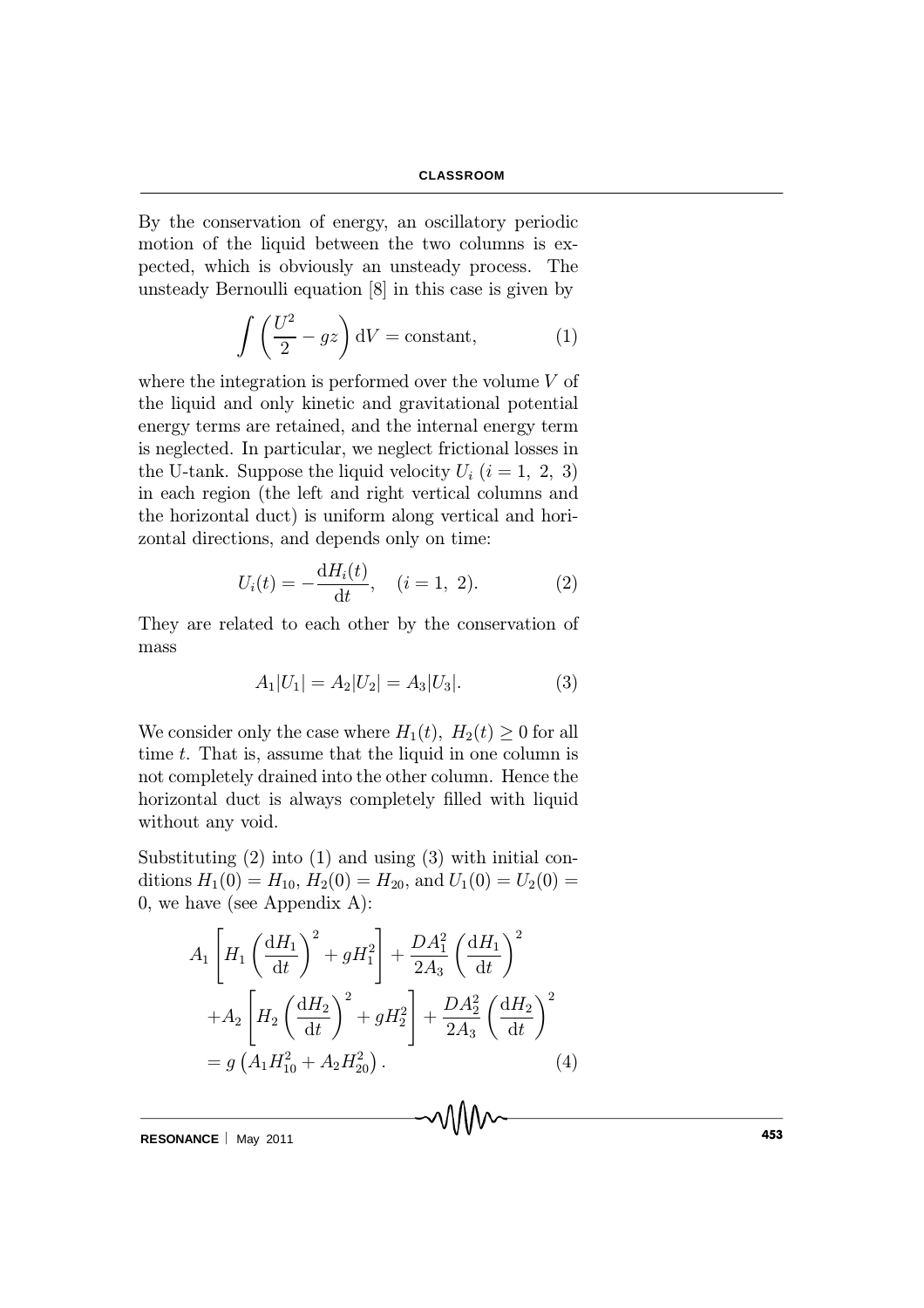By the conservation of energy, an oscillatory periodic motion of the liquid between the two columns is expected, which is obviously an unsteady process. The unsteady Bernoulli equation [8] in this case is given by

$$\int \left( \frac{U^2}{2} - gz \right) \mathrm{d}V = \text{constant}, \tag{1}$$

where the integration is performed over the volume $V$ of the liquid and only kinetic and gravitational potential energy terms are retained, and the internal energy term is neglected. In particular, we neglect frictional losses in the U-tank. Suppose the liquid velocity $U_i$ $(i = 1,\ 2,\ 3)$ in each region (the left and right vertical columns and the horizontal duct) is uniform along vertical and horizontal directions, and depends only on time:

$$U_i(t) = -\frac{\mathrm{d}H_i(t)}{\mathrm{d}t}, \quad (i = 1,\ 2). \tag{2}$$

They are related to each other by the conservation of mass

$$A_1|U_1| = A_2|U_2| = A_3|U_3|. \tag{3}$$

We consider only the case where $H_1(t),\ H_2(t) \geq 0$ for all time $t$. That is, assume that the liquid in one column is not completely drained into the other column. Hence the horizontal duct is always completely filled with liquid without any void.

Substituting (2) into (1) and using (3) with initial conditions $H_1(0) = H_{10}$, $H_2(0) = H_{20}$, and $U_1(0) = U_2(0) = 0$, we have (see Appendix A):

$$\begin{aligned}
&A_1 \left[ H_1 \left( \frac{\mathrm{d}H_1}{\mathrm{d}t} \right)^2 + gH_1^2 \right] + \frac{DA_1^2}{2A_3} \left( \frac{\mathrm{d}H_1}{\mathrm{d}t} \right)^2 \\
&+A_2 \left[ H_2 \left( \frac{\mathrm{d}H_2}{\mathrm{d}t} \right)^2 + gH_2^2 \right] + \frac{DA_2^2}{2A_3} \left( \frac{\mathrm{d}H_2}{\mathrm{d}t} \right)^2 \\
&= g \left( A_1 H_{10}^2 + A_2 H_{20}^2 \right).
\end{aligned} \tag{4}$$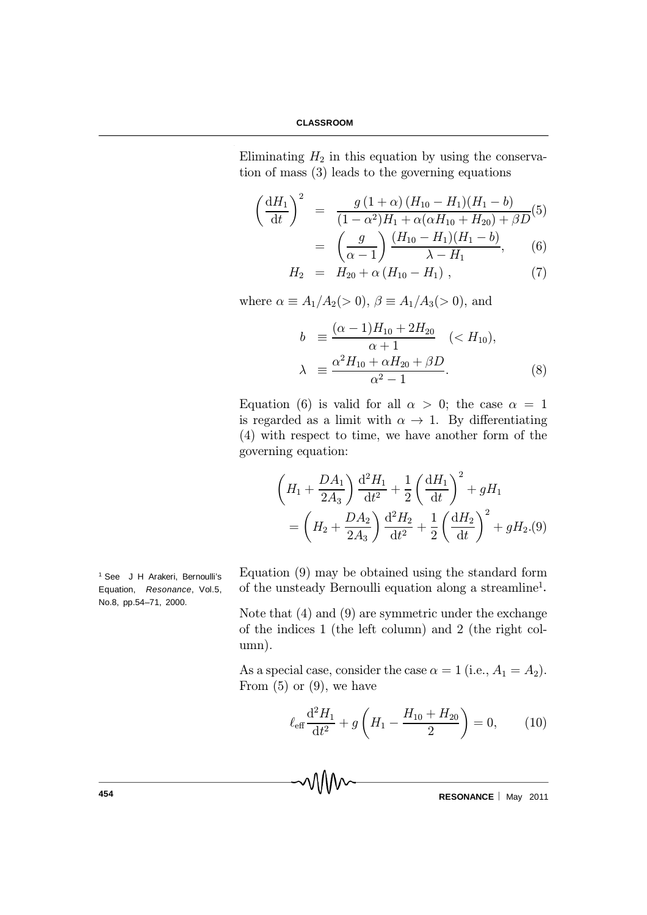Eliminating $H_2$ in this equation by using the conservation of mass (3) leads to the governing equations

$$
\begin{aligned}
\left(\frac{\mathrm{d}H_1}{\mathrm{d}t}\right)^2 &= \frac{g\,(1+\alpha)\,(H_{10}-H_1)(H_1-b)}{(1-\alpha^2)H_1+\alpha(\alpha H_{10}+H_{20})+\beta D} \quad (5)\\
&= \left(\frac{g}{\alpha-1}\right)\frac{(H_{10}-H_1)(H_1-b)}{\lambda-H_1}, \quad (6)\\
H_2 &= H_{20}+\alpha\,(H_{10}-H_1)\,, \quad (7)
\end{aligned}
$$

where $\alpha \equiv A_1/A_2 (>0)$, $\beta \equiv A_1/A_3 (>0)$, and

$$
\begin{aligned}
b &\equiv \frac{(\alpha-1)H_{10}+2H_{20}}{\alpha+1} \quad (< H_{10}),\\
\lambda &\equiv \frac{\alpha^2 H_{10}+\alpha H_{20}+\beta D}{\alpha^2-1}. \quad (8)
\end{aligned}
$$

Equation (6) is valid for all $\alpha > 0$; the case $\alpha = 1$ is regarded as a limit with $\alpha \to 1$. By differentiating (4) with respect to time, we have another form of the governing equation:

$$
\begin{aligned}
&\left(H_1+\frac{DA_1}{2A_3}\right)\frac{\mathrm{d}^2H_1}{\mathrm{d}t^2}+\frac{1}{2}\left(\frac{\mathrm{d}H_1}{\mathrm{d}t}\right)^2+gH_1\\
&=\left(H_2+\frac{DA_2}{2A_3}\right)\frac{\mathrm{d}^2H_2}{\mathrm{d}t^2}+\frac{1}{2}\left(\frac{\mathrm{d}H_2}{\mathrm{d}t}\right)^2+gH_2. \quad (9)
\end{aligned}
$$

Equation (9) may be obtained using the standard form of the unsteady Bernoulli equation along a streamline[1].

[1] See J H Arakeri, Bernoulli's Equation, *Resonance*, Vol.5, No.8, pp.54–71, 2000.

Note that (4) and (9) are symmetric under the exchange of the indices 1 (the left column) and 2 (the right column).

As a special case, consider the case $\alpha = 1$ (i.e., $A_1 = A_2$). From (5) or (9), we have

$$
\ell_{\mathrm{eff}}\frac{\mathrm{d}^2H_1}{\mathrm{d}t^2}+g\left(H_1-\frac{H_{10}+H_{20}}{2}\right)=0, \quad (10)
$$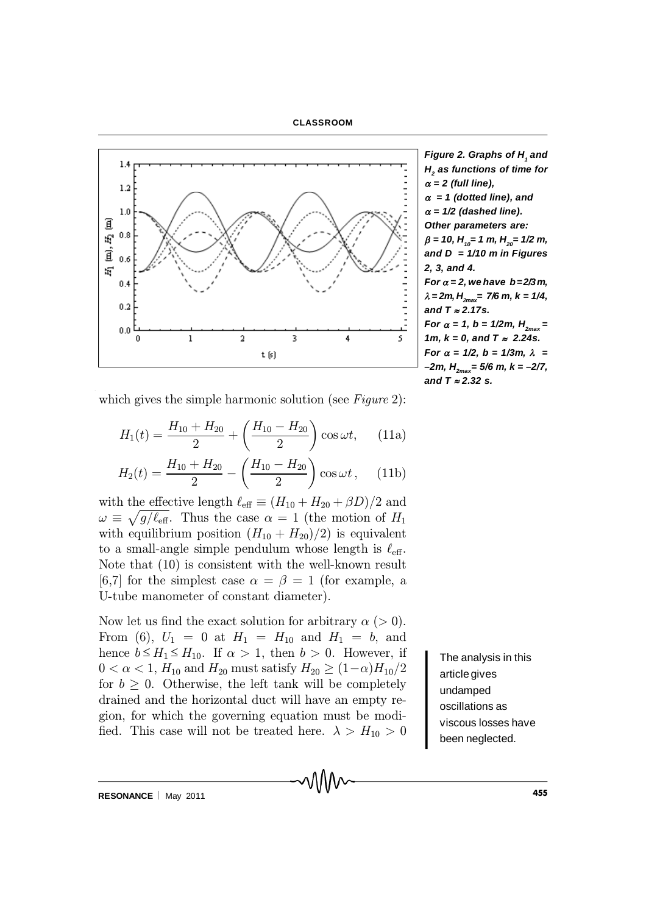*Figure 2. Graphs of $H_1$ and $H_2$ as functions of time for $\alpha = 2$ (full line), $\alpha = 1$ (dotted line), and $\alpha = 1/2$ (dashed line). Other parameters are: $\beta = 10$, $H_{10} = 1$ m, $H_{20} = 1/2$ m, and $D = 1/10$ m in Figures 2, 3, and 4. For $\alpha = 2$, we have $b = 2/3$ m, $\lambda = 2$m, $H_{2max} = 7/6$ m, $k = 1/4$, and $T \approx 2.17$s. For $\alpha = 1$, $b = 1/2$m, $H_{2max} = 1$m, $k = 0$, and $T \approx 2.24$s. For $\alpha = 1/2$, $b = 1/3$m, $\lambda = -2$m, $H_{2max} = 5/6$ m, $k = -2/7$, and $T \approx 2.32$ s.*

which gives the simple harmonic solution (see *Figure* 2):

$$H_1(t) = \frac{H_{10} + H_{20}}{2} + \left(\frac{H_{10} - H_{20}}{2}\right) \cos \omega t, \qquad \text{(11a)}$$

$$H_2(t) = \frac{H_{10} + H_{20}}{2} - \left(\frac{H_{10} - H_{20}}{2}\right) \cos \omega t, \qquad \text{(11b)}$$

with the effective length $\ell_{\text{eff}} \equiv (H_{10} + H_{20} + \beta D)/2$ and $\omega \equiv \sqrt{g/\ell_{\text{eff}}}$. Thus the case $\alpha = 1$ (the motion of $H_1$ with equilibrium position $(H_{10} + H_{20})/2$) is equivalent to a small-angle simple pendulum whose length is $\ell_{\text{eff}}$. Note that (10) is consistent with the well-known result [6,7] for the simplest case $\alpha = \beta = 1$ (for example, a U-tube manometer of constant diameter).

Now let us find the exact solution for arbitrary $\alpha$ ($> 0$). From (6), $U_1 = 0$ at $H_1 = H_{10}$ and $H_1 = b$, and hence $b \leq H_1 \leq H_{10}$. If $\alpha > 1$, then $b > 0$. However, if $0 < \alpha < 1$, $H_{10}$ and $H_{20}$ must satisfy $H_{20} \geq (1-\alpha)H_{10}/2$ for $b \geq 0$. Otherwise, the left tank will be completely drained and the horizontal duct will have an empty region, for which the governing equation must be modified. This case will not be treated here. $\lambda > H_{10} > 0$

> The analysis in this article gives undamped oscillations as viscous losses have been neglected.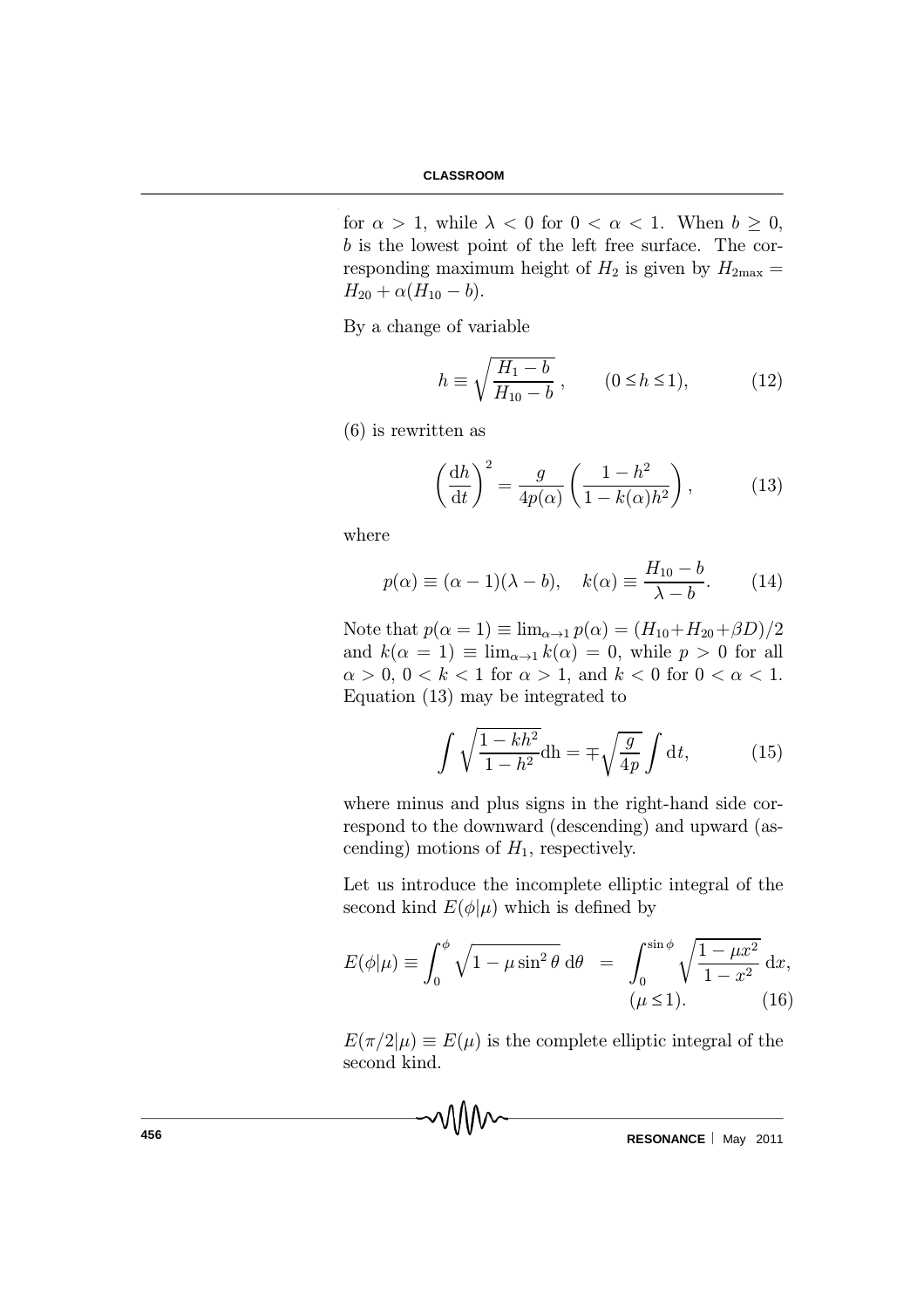for $\alpha > 1$, while $\lambda < 0$ for $0 < \alpha < 1$. When $b \geq 0$, $b$ is the lowest point of the left free surface. The corresponding maximum height of $H_2$ is given by $H_{2\max} = H_{20} + \alpha(H_{10} - b)$.

By a change of variable

$$h \equiv \sqrt{\frac{H_1 - b}{H_{10} - b}}\,, \qquad (0 \leq h \leq 1), \tag{12}$$

(6) is rewritten as

$$\left(\frac{\mathrm{d}h}{\mathrm{d}t}\right)^2 = \frac{g}{4p(\alpha)}\left(\frac{1-h^2}{1-k(\alpha)h^2}\right), \tag{13}$$

where

$$p(\alpha) \equiv (\alpha - 1)(\lambda - b), \quad k(\alpha) \equiv \frac{H_{10} - b}{\lambda - b}. \tag{14}$$

Note that $p(\alpha = 1) \equiv \lim_{\alpha \to 1} p(\alpha) = (H_{10} + H_{20} + \beta D)/2$ and $k(\alpha = 1) \equiv \lim_{\alpha \to 1} k(\alpha) = 0$, while $p > 0$ for all $\alpha > 0$, $0 < k < 1$ for $\alpha > 1$, and $k < 0$ for $0 < \alpha < 1$. Equation (13) may be integrated to

$$\int \sqrt{\frac{1 - kh^2}{1 - h^2}} \mathrm{dh} = \mp \sqrt{\frac{g}{4p}} \int \mathrm{d}t, \tag{15}$$

where minus and plus signs in the right-hand side correspond to the downward (descending) and upward (ascending) motions of $H_1$, respectively.

Let us introduce the incomplete elliptic integral of the second kind $E(\phi|\mu)$ which is defined by

$$E(\phi|\mu) \equiv \int_0^{\phi} \sqrt{1 - \mu \sin^2\theta}\,\mathrm{d}\theta \;=\; \int_0^{\sin\phi} \sqrt{\frac{1 - \mu x^2}{1 - x^2}}\,\mathrm{d}x, \quad (\mu \leq 1). \tag{16}$$

$E(\pi/2|\mu) \equiv E(\mu)$ is the complete elliptic integral of the second kind.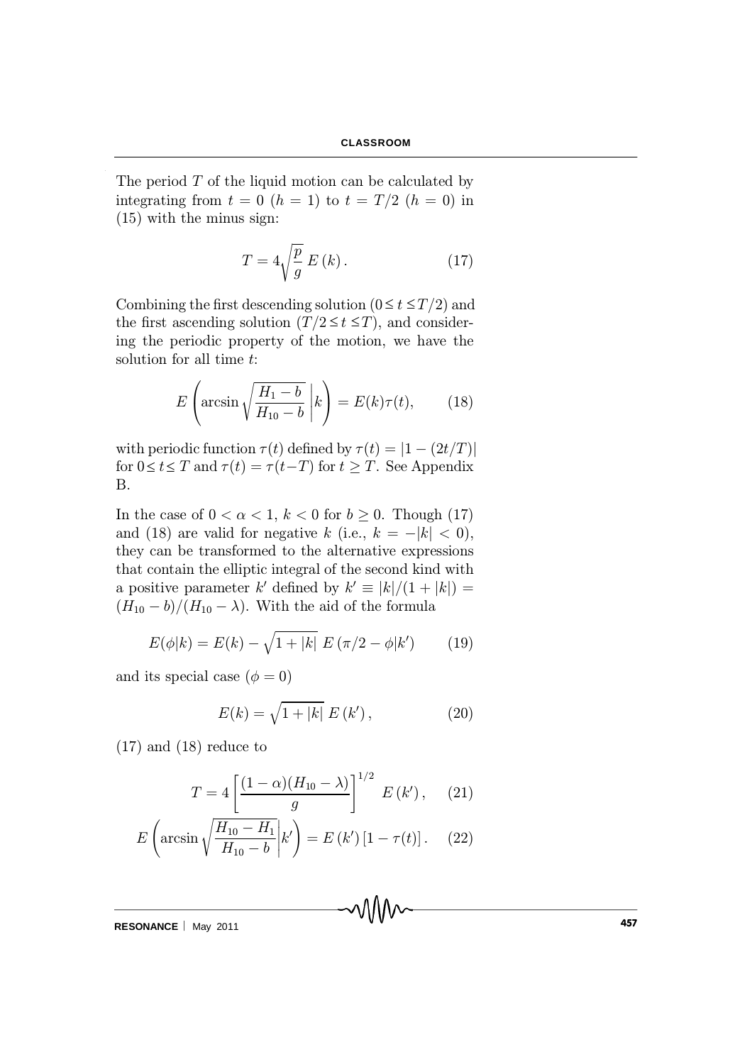The period $T$ of the liquid motion can be calculated by integrating from $t = 0$ ($h = 1$) to $t = T/2$ ($h = 0$) in (15) with the minus sign:

$$T = 4\sqrt{\frac{p}{g}}\, E\left(k\right). \qquad (17)$$

Combining the first descending solution ($0 \leq t \leq T/2$) and the first ascending solution ($T/2 \leq t \leq T$), and considering the periodic property of the motion, we have the solution for all time $t$:

$$E\left(\arcsin\sqrt{\frac{H_1 - b}{H_{10} - b}}\,\middle|k\right) = E(k)\tau(t), \qquad (18)$$

with periodic function $\tau(t)$ defined by $\tau(t) = |1 - (2t/T)|$ for $0 \leq t \leq T$ and $\tau(t) = \tau(t - T)$ for $t \geq T$. See Appendix B.

In the case of $0 < \alpha < 1$, $k < 0$ for $b \geq 0$. Though (17) and (18) are valid for negative $k$ (i.e., $k = -|k| < 0$), they can be transformed to the alternative expressions that contain the elliptic integral of the second kind with a positive parameter $k'$ defined by $k' \equiv |k|/(1 + |k|) = (H_{10} - b)/(H_{10} - \lambda)$. With the aid of the formula

$$E(\phi|k) = E(k) - \sqrt{1 + |k|}\; E\left(\pi/2 - \phi|k'\right) \qquad (19)$$

and its special case ($\phi = 0$)

$$E(k) = \sqrt{1 + |k|}\, E\left(k'\right), \qquad (20)$$

(17) and (18) reduce to

$$T = 4\left[\frac{(1 - \alpha)(H_{10} - \lambda)}{g}\right]^{1/2}\; E\left(k'\right), \qquad (21)$$

$$E\left(\arcsin\sqrt{\frac{H_{10} - H_1}{H_{10} - b}}\middle|k'\right) = E\left(k'\right)\left[1 - \tau(t)\right]. \qquad (22)$$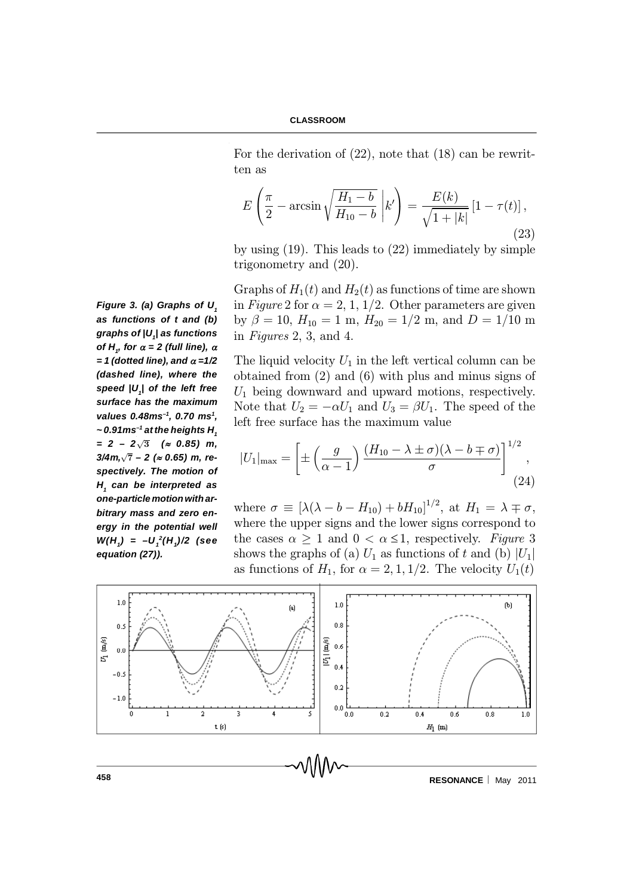For the derivation of (22), note that (18) can be rewritten as

$$E\left(\frac{\pi}{2} - \arcsin\sqrt{\frac{H_1 - b}{H_{10} - b}}\,\middle|\,k'\right) = \frac{E(k)}{\sqrt{1+|k|}}\left[1 - \tau(t)\right], \tag{23}$$

by using (19). This leads to (22) immediately by simple trigonometry and (20).

Graphs of $H_1(t)$ and $H_2(t)$ as functions of time are shown in *Figure* 2 for $\alpha = 2, 1, 1/2$. Other parameters are given by $\beta = 10$, $H_{10} = 1$ m, $H_{20} = 1/2$ m, and $D = 1/10$ m in *Figures* 2, 3, and 4.

***Figure 3. (a) Graphs of $U_1$ as functions of $t$ and (b) graphs of $|U_1|$ as functions of $H_1$, for $\alpha = 2$ (full line), $\alpha = 1$ (dotted line), and $\alpha = 1/2$ (dashed line), where the speed $|U_1|$ of the left free surface has the maximum values 0.48ms$^{-1}$, 0.70 ms$^{1}$, ~0.91ms$^{-1}$ at the heights $H_1 = 2 - 2\sqrt{3}$ ($\approx$ 0.85) m, 3/4m, $\sqrt{7} - 2$ ($\approx$ 0.65) m, respectively. The motion of $H_1$ can be interpreted as one-particle motion with arbitrary mass and zero energy in the potential well $W(H_1) = -U_1^2(H_1)/2$ (see equation (27)).***

The liquid velocity $U_1$ in the left vertical column can be obtained from (2) and (6) with plus and minus signs of $U_1$ being downward and upward motions, respectively. Note that $U_2 = -\alpha U_1$ and $U_3 = \beta U_1$. The speed of the left free surface has the maximum value

$$|U_1|_{\max} = \left[\pm\left(\frac{g}{\alpha - 1}\right)\frac{(H_{10} - \lambda \pm \sigma)(\lambda - b \mp \sigma)}{\sigma}\right]^{1/2}, \tag{24}$$

where $\sigma \equiv \left[\lambda(\lambda - b - H_{10}) + bH_{10}\right]^{1/2}$, at $H_1 = \lambda \mp \sigma$, where the upper signs and the lower signs correspond to the cases $\alpha \geq 1$ and $0 < \alpha \leq 1$, respectively. *Figure* 3 shows the graphs of (a) $U_1$ as functions of $t$ and (b) $|U_1|$ as functions of $H_1$, for $\alpha = 2, 1, 1/2$. The velocity $U_1(t)$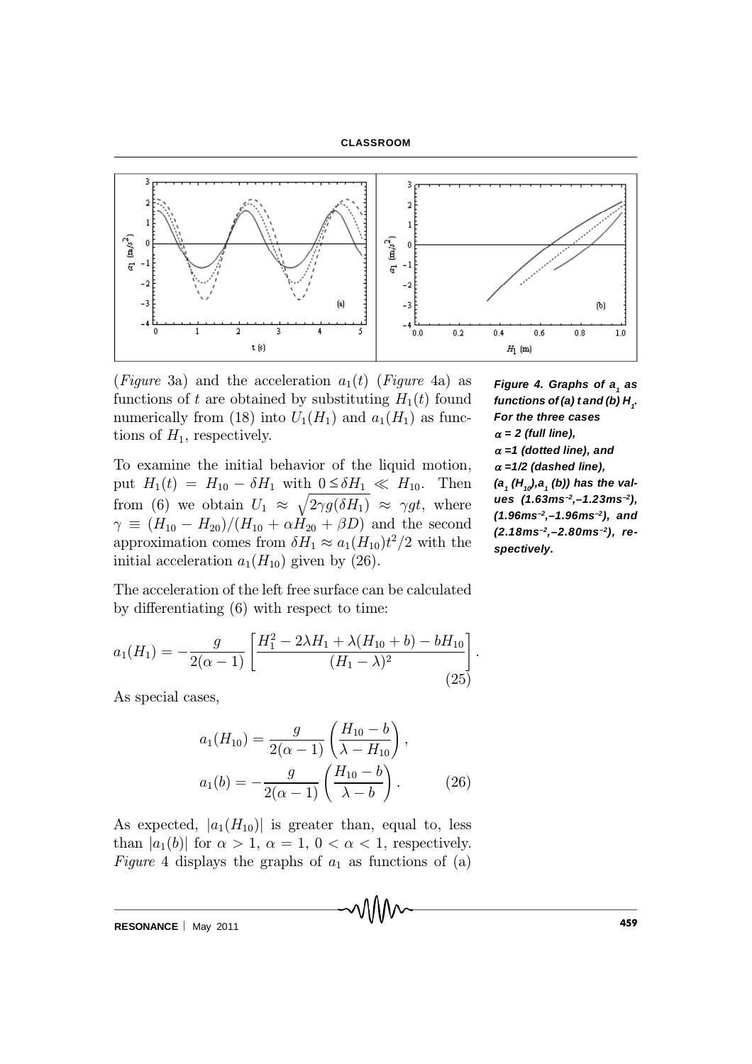(*Figure* 3a) and the acceleration $a_1(t)$ (*Figure* 4a) as functions of $t$ are obtained by substituting $H_1(t)$ found numerically from (18) into $U_1(H_1)$ and $a_1(H_1)$ as functions of $H_1$, respectively.

**Figure 4. Graphs of $a_1$ as functions of (a) $t$ and (b) $H_1$. For the three cases $\alpha = 2$ (full line), $\alpha = 1$ (dotted line), and $\alpha = 1/2$ (dashed line), $(a_1(H_{10}), a_1(b))$ has the values $(1.63\text{ms}^{-2}, -1.23\text{ms}^{-2})$, $(1.96\text{ms}^{-2}, -1.96\text{ms}^{-2})$, and $(2.18\text{ms}^{-2}, -2.80\text{ms}^{-2})$, respectively.**

To examine the initial behavior of the liquid motion, put $H_1(t) = H_{10} - \delta H_1$ with $0 \leq \delta H_1 \ll H_{10}$. Then from (6) we obtain $U_1 \approx \sqrt{2\gamma g(\delta H_1)} \approx \gamma g t$, where $\gamma \equiv (H_{10} - H_{20})/(H_{10} + \alpha H_{20} + \beta D)$ and the second approximation comes from $\delta H_1 \approx a_1(H_{10})t^2/2$ with the initial acceleration $a_1(H_{10})$ given by (26).

The acceleration of the left free surface can be calculated by differentiating (6) with respect to time:

$$a_1(H_1) = -\frac{g}{2(\alpha - 1)} \left[ \frac{H_1^2 - 2\lambda H_1 + \lambda(H_{10} + b) - bH_{10}}{(H_1 - \lambda)^2} \right]. \tag{25}$$

As special cases,

$$a_1(H_{10}) = \frac{g}{2(\alpha - 1)} \left( \frac{H_{10} - b}{\lambda - H_{10}} \right),$$
$$a_1(b) = -\frac{g}{2(\alpha - 1)} \left( \frac{H_{10} - b}{\lambda - b} \right). \tag{26}$$

As expected, $|a_1(H_{10})|$ is greater than, equal to, less than $|a_1(b)|$ for $\alpha > 1$, $\alpha = 1$, $0 < \alpha < 1$, respectively. *Figure* 4 displays the graphs of $a_1$ as functions of (a)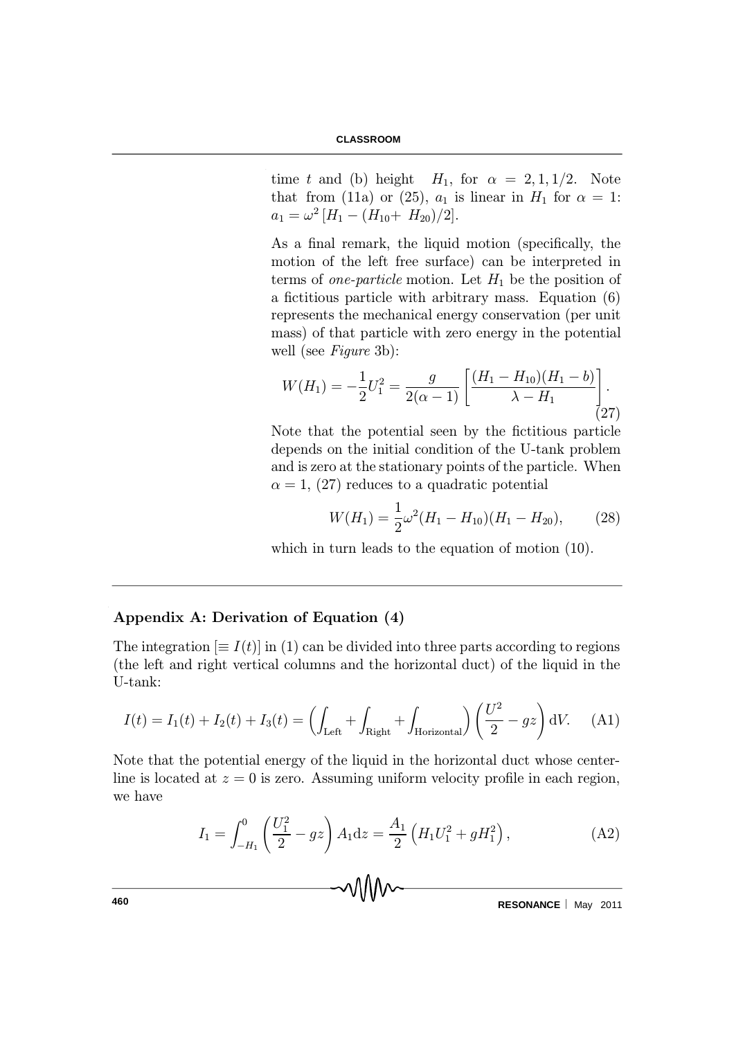time $t$ and (b) height $H_1$, for $\alpha = 2, 1, 1/2$. Note that from (11a) or (25), $a_1$ is linear in $H_1$ for $\alpha = 1$: $a_1 = \omega^2 [H_1 - (H_{10} + H_{20})/2]$.

As a final remark, the liquid motion (specifically, the motion of the left free surface) can be interpreted in terms of *one-particle* motion. Let $H_1$ be the position of a fictitious particle with arbitrary mass. Equation (6) represents the mechanical energy conservation (per unit mass) of that particle with zero energy in the potential well (see *Figure* 3b):

$$W(H_1) = -\frac{1}{2}U_1^2 = \frac{g}{2(\alpha - 1)}\left[\frac{(H_1 - H_{10})(H_1 - b)}{\lambda - H_1}\right]. \tag{27}$$

Note that the potential seen by the fictitious particle depends on the initial condition of the U-tank problem and is zero at the stationary points of the particle. When $\alpha = 1$, (27) reduces to a quadratic potential

$$W(H_1) = \frac{1}{2}\omega^2(H_1 - H_{10})(H_1 - H_{20}), \tag{28}$$

which in turn leads to the equation of motion (10).

## Appendix A: Derivation of Equation (4)

The integration $[\equiv I(t)]$ in (1) can be divided into three parts according to regions (the left and right vertical columns and the horizontal duct) of the liquid in the U-tank:

$$I(t) = I_1(t) + I_2(t) + I_3(t) = \left(\int_{\text{Left}} + \int_{\text{Right}} + \int_{\text{Horizontal}}\right)\left(\frac{U^2}{2} - gz\right)\text{d}V. \tag{A1}$$

Note that the potential energy of the liquid in the horizontal duct whose centerline is located at $z = 0$ is zero. Assuming uniform velocity profile in each region, we have

$$I_1 = \int_{-H_1}^{0}\left(\frac{U_1^2}{2} - gz\right)A_1\text{d}z = \frac{A_1}{2}\left(H_1U_1^2 + gH_1^2\right), \tag{A2}$$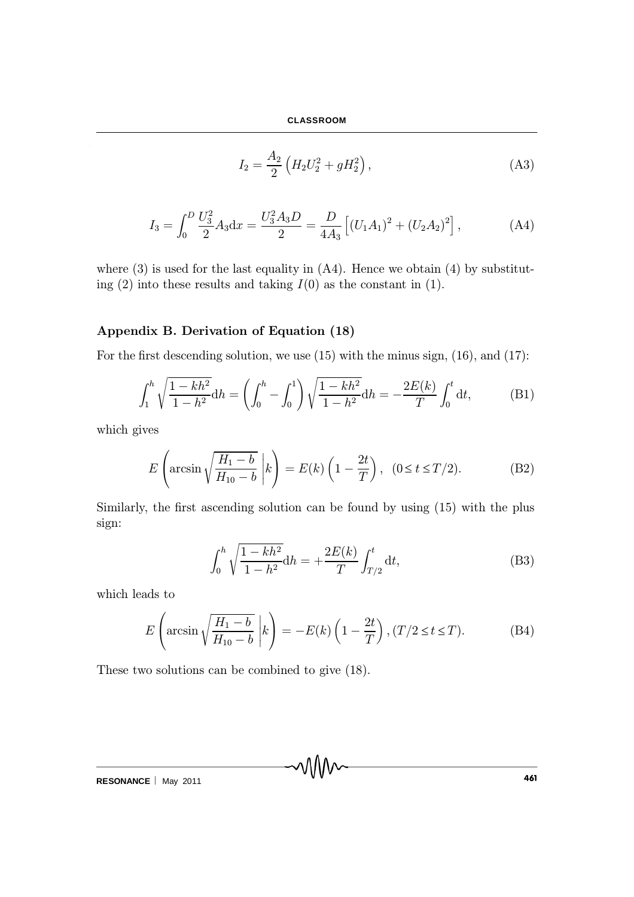$$I_2 = \frac{A_2}{2}\left(H_2 U_2^2 + g H_2^2\right), \tag{A3}$$

$$I_3 = \int_0^D \frac{U_3^2}{2} A_3 \mathrm{d}x = \frac{U_3^2 A_3 D}{2} = \frac{D}{4A_3}\left[(U_1 A_1)^2 + (U_2 A_2)^2\right], \tag{A4}$$

where (3) is used for the last equality in (A4). Hence we obtain (4) by substituting (2) into these results and taking $I(0)$ as the constant in (1).

## Appendix B. Derivation of Equation (18)

For the first descending solution, we use (15) with the minus sign, (16), and (17):

$$\int_1^h \sqrt{\frac{1-kh^2}{1-h^2}}\mathrm{d}h = \left(\int_0^h - \int_0^1\right)\sqrt{\frac{1-kh^2}{1-h^2}}\mathrm{d}h = -\frac{2E(k)}{T}\int_0^t \mathrm{d}t, \tag{B1}$$

which gives

$$E\left(\arcsin\sqrt{\frac{H_1 - b}{H_{10} - b}}\,\middle|\, k\right) = E(k)\left(1 - \frac{2t}{T}\right), \quad (0 \leq t \leq T/2). \tag{B2}$$

Similarly, the first ascending solution can be found by using (15) with the plus sign:

$$\int_0^h \sqrt{\frac{1-kh^2}{1-h^2}}\mathrm{d}h = +\frac{2E(k)}{T}\int_{T/2}^t \mathrm{d}t, \tag{B3}$$

which leads to

$$E\left(\arcsin\sqrt{\frac{H_1 - b}{H_{10} - b}}\,\middle|\, k\right) = -E(k)\left(1 - \frac{2t}{T}\right), (T/2 \leq t \leq T). \tag{B4}$$

These two solutions can be combined to give (18).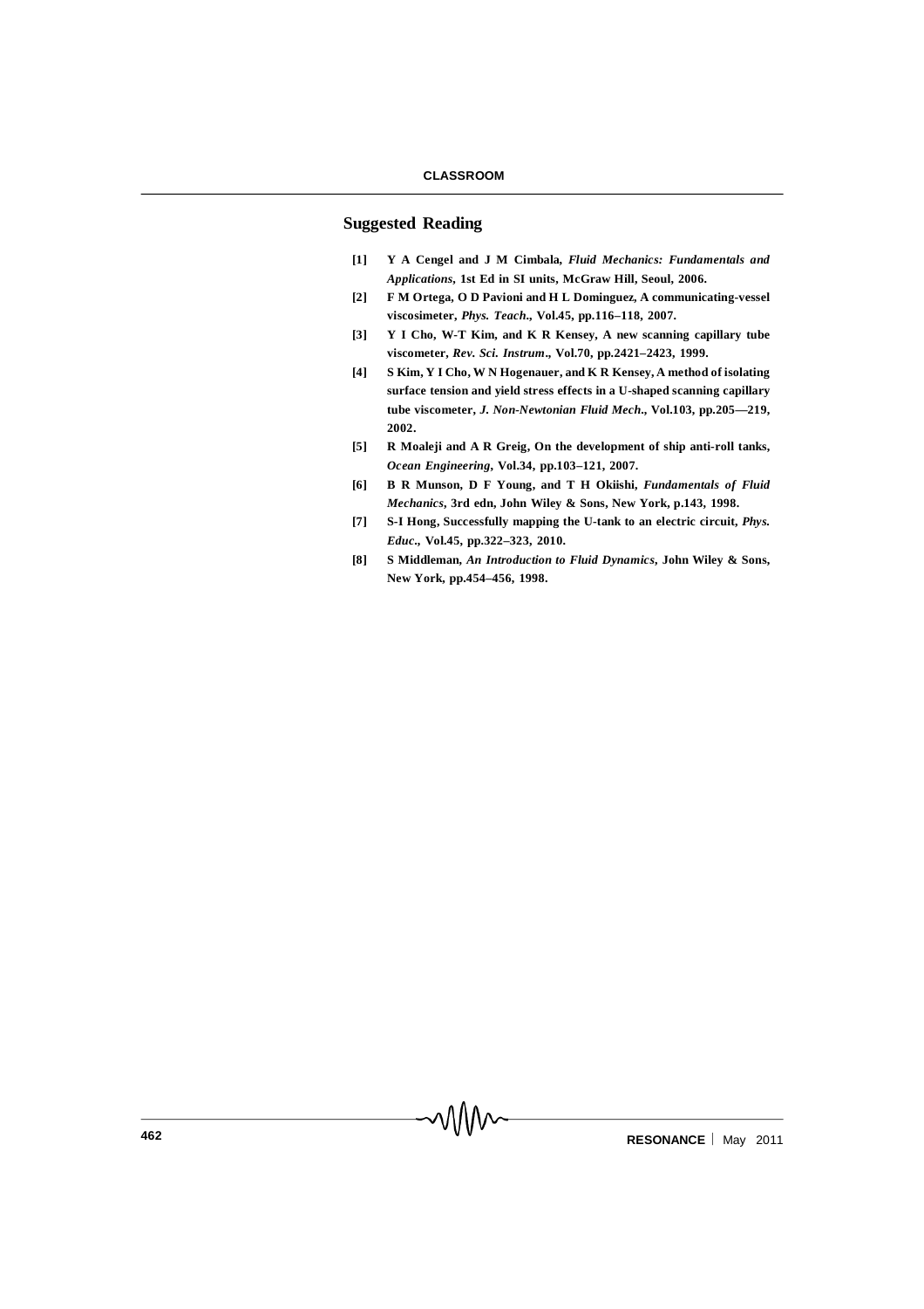## Suggested Reading

[1] Y A Cengel and J M Cimbala, *Fluid Mechanics: Fundamentals and Applications*, 1st Ed in SI units, McGraw Hill, Seoul, 2006.

[2] F M Ortega, O D Pavioni and H L Dominguez, A communicating-vessel viscosimeter, *Phys. Teach*., Vol.45, pp.116–118, 2007.

[3] Y I Cho, W-T Kim, and K R Kensey, A new scanning capillary tube viscometer, *Rev. Sci. Instrum*., Vol.70, pp.2421–2423, 1999.

[4] S Kim, Y I Cho, W N Hogenauer, and K R Kensey, A method of isolating surface tension and yield stress effects in a U-shaped scanning capillary tube viscometer, *J. Non-Newtonian Fluid Mech*., Vol.103, pp.205—219, 2002.

[5] R Moaleji and A R Greig, On the development of ship anti-roll tanks, *Ocean Engineering*, Vol.34, pp.103–121, 2007.

[6] B R Munson, D F Young, and T H Okiishi, *Fundamentals of Fluid Mechanics*, 3rd edn, John Wiley & Sons, New York, p.143, 1998.

[7] S-I Hong, Successfully mapping the U-tank to an electric circuit, *Phys. Educ*., Vol.45, pp.322–323, 2010.

[8] S Middleman, *An Introduction to Fluid Dynamics*, John Wiley & Sons, New York, pp.454–456, 1998.